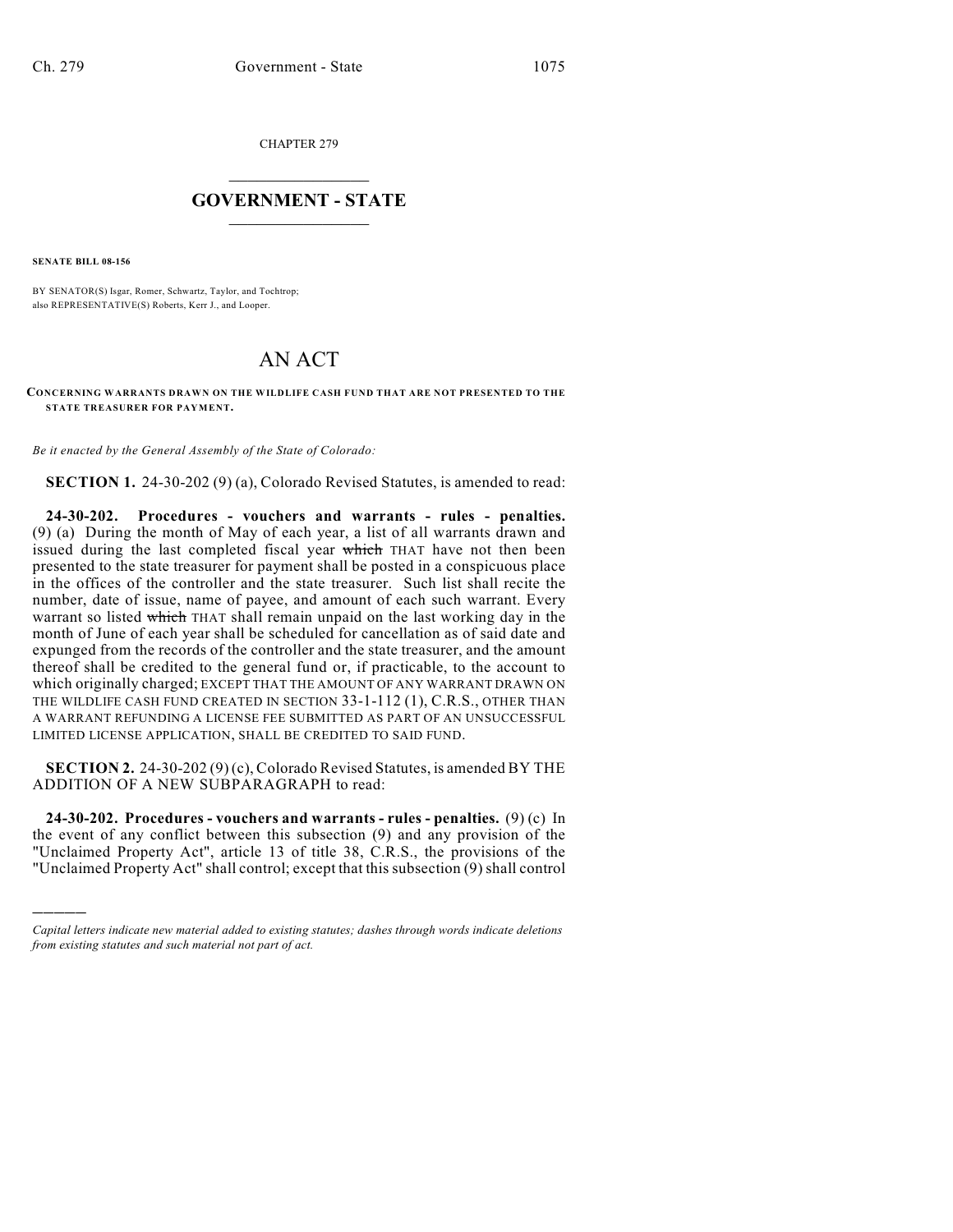CHAPTER 279

# GOVERNMENT - STATE

**SENATE BILL 08-156**

BY SENATOR(S) Isgar, Romer, Schwartz, Taylor, and Tochtrop;
also REPRESENTATIVE(S) Roberts, Kerr J., and Looper.

# AN ACT

**CONCERNING WARRANTS DRAWN ON THE WILDLIFE CASH FUND THAT ARE NOT PRESENTED TO THE STATE TREASURER FOR PAYMENT.**

*Be it enacted by the General Assembly of the State of Colorado:*

**SECTION 1.** 24-30-202 (9) (a), Colorado Revised Statutes, is amended to read:

**24-30-202. Procedures - vouchers and warrants - rules - penalties.** (9) (a) During the month of May of each year, a list of all warrants drawn and issued during the last completed fiscal year ~~which~~ THAT have not then been presented to the state treasurer for payment shall be posted in a conspicuous place in the offices of the controller and the state treasurer. Such list shall recite the number, date of issue, name of payee, and amount of each such warrant. Every warrant so listed ~~which~~ THAT shall remain unpaid on the last working day in the month of June of each year shall be scheduled for cancellation as of said date and expunged from the records of the controller and the state treasurer, and the amount thereof shall be credited to the general fund or, if practicable, to the account to which originally charged; EXCEPT THAT THE AMOUNT OF ANY WARRANT DRAWN ON THE WILDLIFE CASH FUND CREATED IN SECTION 33-1-112 (1), C.R.S., OTHER THAN A WARRANT REFUNDING A LICENSE FEE SUBMITTED AS PART OF AN UNSUCCESSFUL LIMITED LICENSE APPLICATION, SHALL BE CREDITED TO SAID FUND.

**SECTION 2.** 24-30-202 (9) (c), Colorado Revised Statutes, is amended BY THE ADDITION OF A NEW SUBPARAGRAPH to read:

**24-30-202. Procedures - vouchers and warrants - rules - penalties.** (9) (c) In the event of any conflict between this subsection (9) and any provision of the "Unclaimed Property Act", article 13 of title 38, C.R.S., the provisions of the "Unclaimed Property Act" shall control; except that this subsection (9) shall control

---

*Capital letters indicate new material added to existing statutes; dashes through words indicate deletions from existing statutes and such material not part of act.*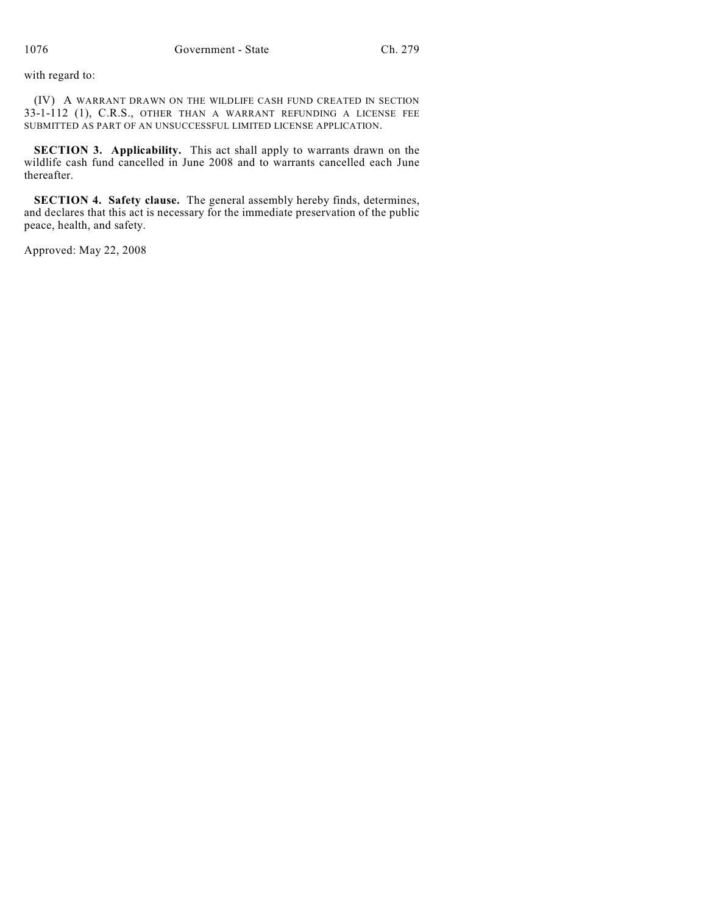with regard to:

(IV) A WARRANT DRAWN ON THE WILDLIFE CASH FUND CREATED IN SECTION 33-1-112 (1), C.R.S., OTHER THAN A WARRANT REFUNDING A LICENSE FEE SUBMITTED AS PART OF AN UNSUCCESSFUL LIMITED LICENSE APPLICATION.

**SECTION 3. Applicability.** This act shall apply to warrants drawn on the wildlife cash fund cancelled in June 2008 and to warrants cancelled each June thereafter.

**SECTION 4. Safety clause.** The general assembly hereby finds, determines, and declares that this act is necessary for the immediate preservation of the public peace, health, and safety.

Approved: May 22, 2008